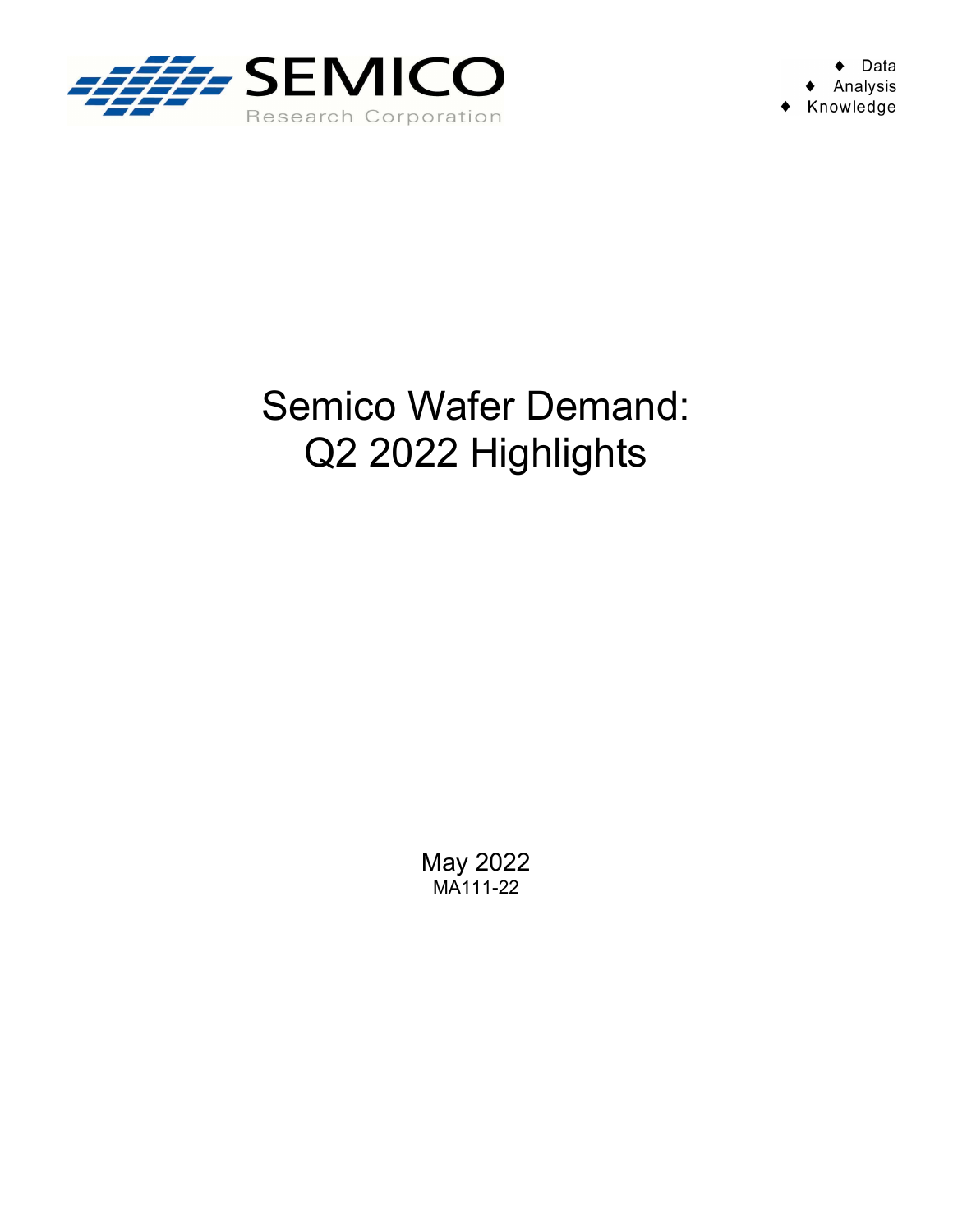SEMICO

Research Corporation

- Data
- Analysis
- Knowledge

# Semico Wafer Demand: Q2 2022 Highlights

May 2022

MA111-22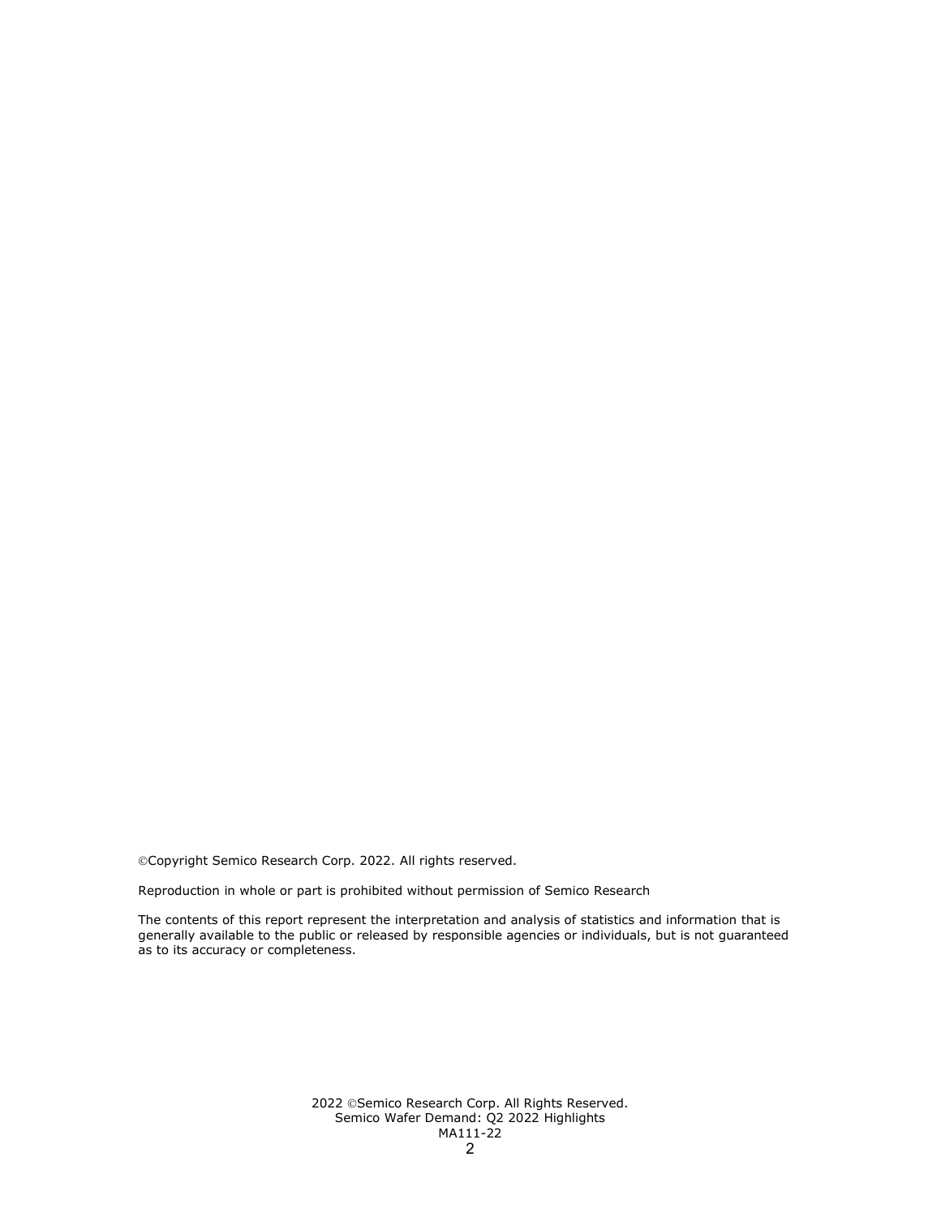©Copyright Semico Research Corp. 2022. All rights reserved.

Reproduction in whole or part is prohibited without permission of Semico Research

The contents of this report represent the interpretation and analysis of statistics and information that is generally available to the public or released by responsible agencies or individuals, but is not guaranteed as to its accuracy or completeness.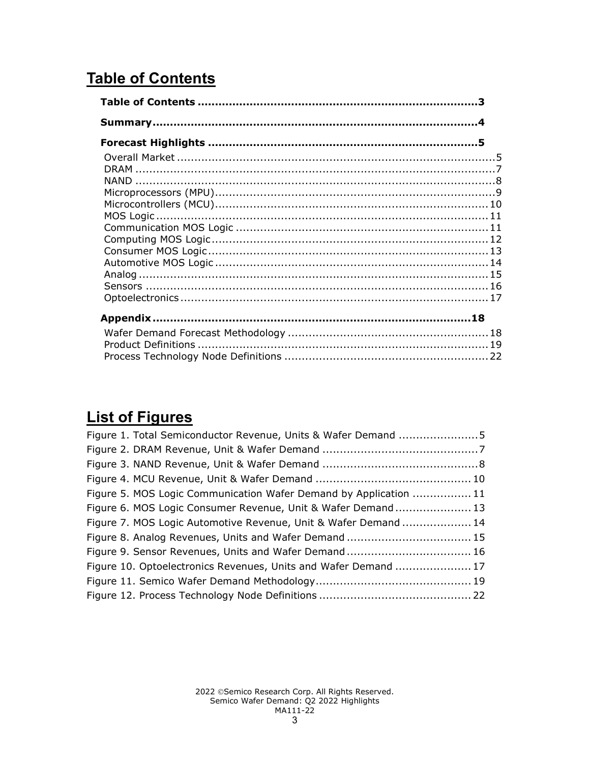## Table of Contents

**Table of Contents** ................................................................................3

**Summary**.............................................................................................4

**Forecast Highlights** ............................................................................5

Overall Market ..........................................................................................5
DRAM ........................................................................................................7
NAND ........................................................................................................8
Microprocessors (MPU)...............................................................................9
Microcontrollers (MCU)..............................................................................10
MOS Logic ................................................................................................11
Communication MOS Logic ........................................................................11
Computing MOS Logic ...............................................................................12
Consumer MOS Logic ................................................................................13
Automotive MOS Logic ..............................................................................14
Analog ....................................................................................................15
Sensors ..................................................................................................16
Optoelectronics ........................................................................................17

**Appendix** ..........................................................................................18

Wafer Demand Forecast Methodology .........................................................18
Product Definitions ...................................................................................19
Process Technology Node Definitions ..........................................................22

## List of Figures

Figure 1. Total Semiconductor Revenue, Units & Wafer Demand ......................5
Figure 2. DRAM Revenue, Unit & Wafer Demand ............................................7
Figure 3. NAND Revenue, Unit & Wafer Demand ............................................8
Figure 4. MCU Revenue, Unit & Wafer Demand ............................................10
Figure 5. MOS Logic Communication Wafer Demand by Application .................11
Figure 6. MOS Logic Consumer Revenue, Unit & Wafer Demand ......................13
Figure 7. MOS Logic Automotive Revenue, Unit & Wafer Demand ....................14
Figure 8. Analog Revenues, Units and Wafer Demand ....................................15
Figure 9. Sensor Revenues, Units and Wafer Demand ....................................16
Figure 10. Optoelectronics Revenues, Units and Wafer Demand ......................17
Figure 11. Semico Wafer Demand Methodology.............................................19
Figure 12. Process Technology Node Definitions ............................................22

2022 ©Semico Research Corp. All Rights Reserved.
Semico Wafer Demand: Q2 2022 Highlights
MA111-22